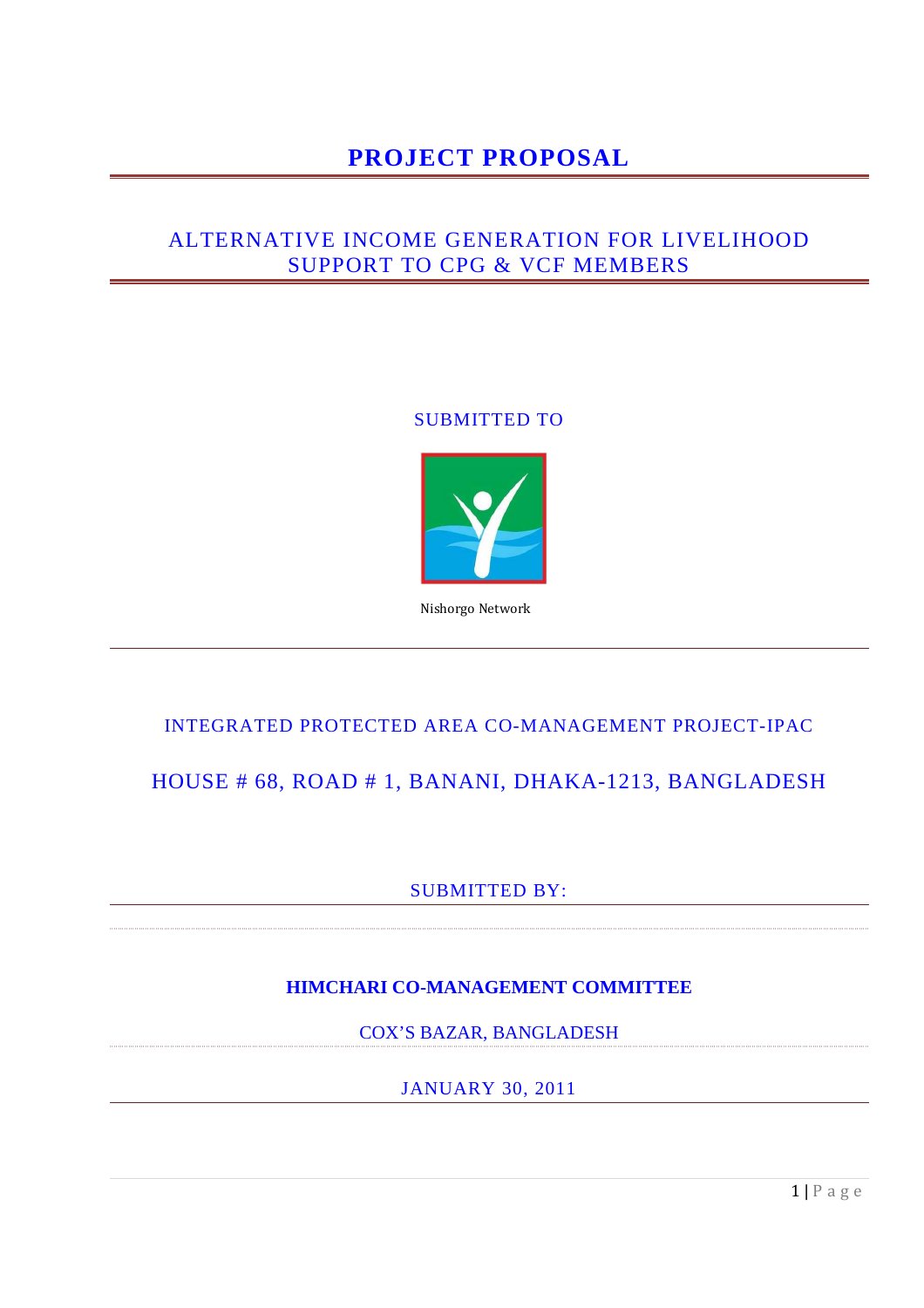# PROJECT PROPOSAL

## ALTERNATIVE INCOME GENERATION FOR LIVELIHOOD SUPPORT TO CPG & VCF MEMBERS

SUBMITTED TO

Nishorgo Network

INTEGRATED PROTECTED AREA CO-MANAGEMENT PROJECT-IPAC

HOUSE # 68, ROAD # 1, BANANI, DHAKA-1213, BANGLADESH

SUBMITTED BY:

**HIMCHARI CO-MANAGEMENT COMMITTEE**

COX'S BAZAR, BANGLADESH

JANUARY 30, 2011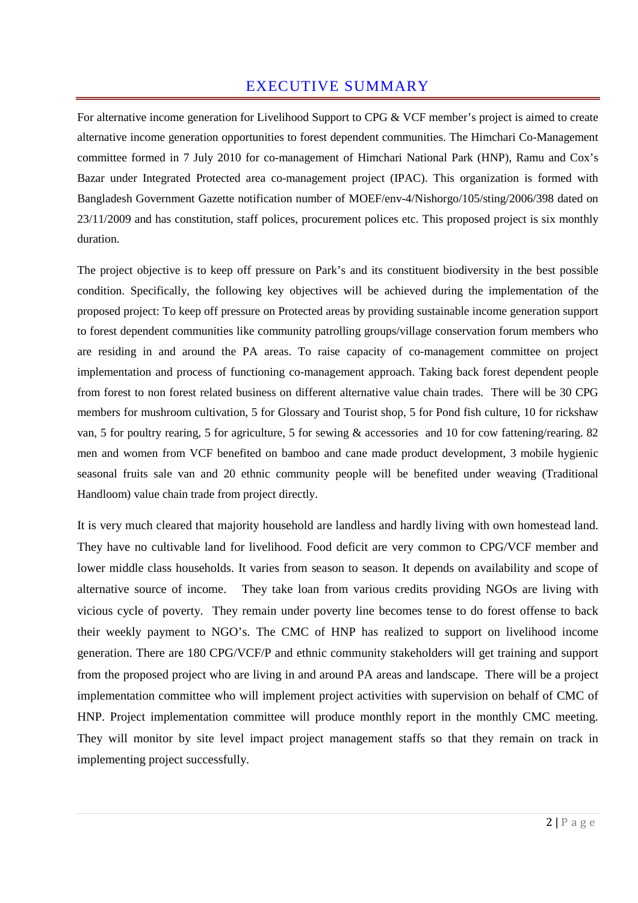# EXECUTIVE SUMMARY

For alternative income generation for Livelihood Support to CPG & VCF member's project is aimed to create alternative income generation opportunities to forest dependent communities. The Himchari Co-Management committee formed in 7 July 2010 for co-management of Himchari National Park (HNP), Ramu and Cox's Bazar under Integrated Protected area co-management project (IPAC). This organization is formed with Bangladesh Government Gazette notification number of MOEF/env-4/Nishorgo/105/sting/2006/398 dated on 23/11/2009 and has constitution, staff polices, procurement polices etc. This proposed project is six monthly duration.

The project objective is to keep off pressure on Park's and its constituent biodiversity in the best possible condition. Specifically, the following key objectives will be achieved during the implementation of the proposed project: To keep off pressure on Protected areas by providing sustainable income generation support to forest dependent communities like community patrolling groups/village conservation forum members who are residing in and around the PA areas. To raise capacity of co-management committee on project implementation and process of functioning co-management approach. Taking back forest dependent people from forest to non forest related business on different alternative value chain trades. There will be 30 CPG members for mushroom cultivation, 5 for Glossary and Tourist shop, 5 for Pond fish culture, 10 for rickshaw van, 5 for poultry rearing, 5 for agriculture, 5 for sewing & accessories and 10 for cow fattening/rearing. 82 men and women from VCF benefited on bamboo and cane made product development, 3 mobile hygienic seasonal fruits sale van and 20 ethnic community people will be benefited under weaving (Traditional Handloom) value chain trade from project directly.

It is very much cleared that majority household are landless and hardly living with own homestead land. They have no cultivable land for livelihood. Food deficit are very common to CPG/VCF member and lower middle class households. It varies from season to season. It depends on availability and scope of alternative source of income. They take loan from various credits providing NGOs are living with vicious cycle of poverty. They remain under poverty line becomes tense to do forest offense to back their weekly payment to NGO's. The CMC of HNP has realized to support on livelihood income generation. There are 180 CPG/VCF/P and ethnic community stakeholders will get training and support from the proposed project who are living in and around PA areas and landscape. There will be a project implementation committee who will implement project activities with supervision on behalf of CMC of HNP. Project implementation committee will produce monthly report in the monthly CMC meeting. They will monitor by site level impact project management staffs so that they remain on track in implementing project successfully.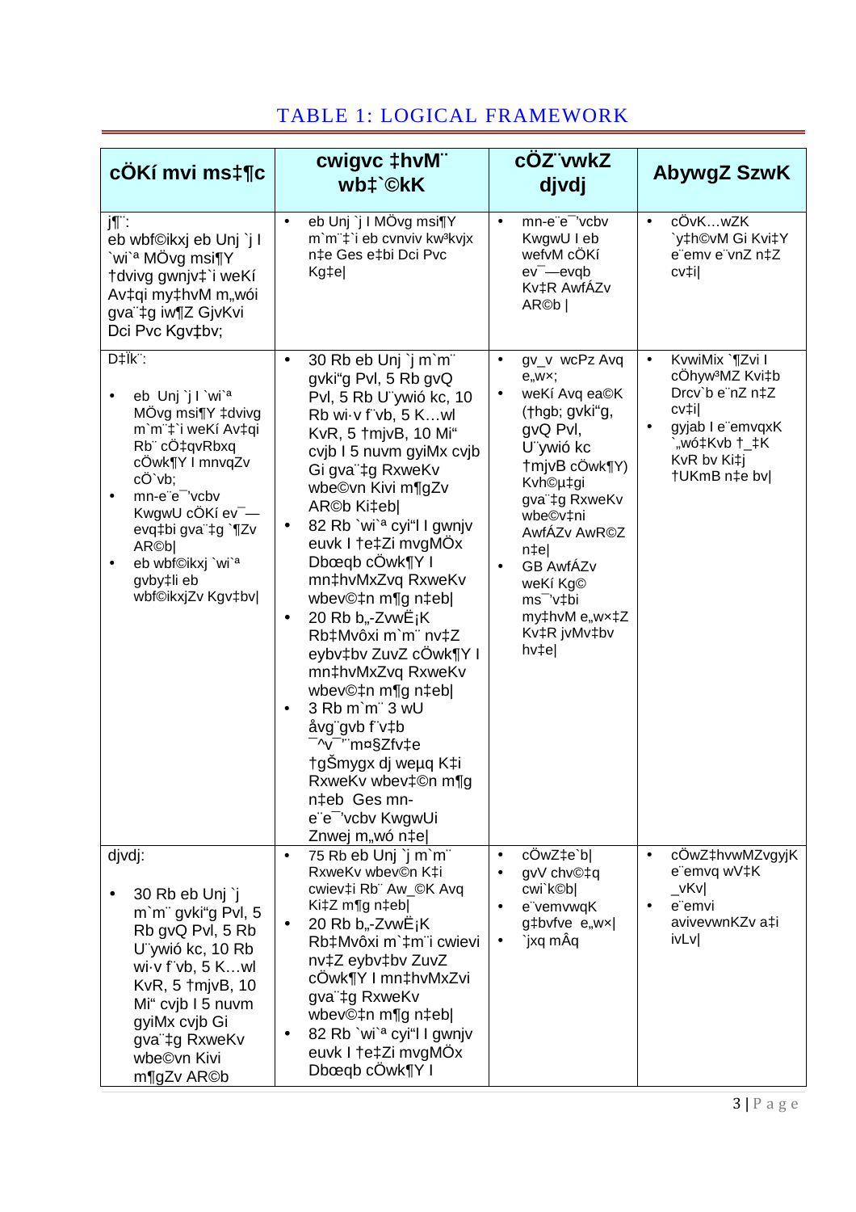# TABLE 1: LOGICAL FRAMEWORK

| cÖKí mvi ms‡¶c | cwigvc ‡hvM¨ wb‡`©kK | cÖZ¨vwkZ djvdj | AbywgZ SzwK |
|---|---|---|---|
| j¶¨:<br>eb wbf©ikxj eb Unj `j I `wi`ª MÖvg msi¶Y †dvivg gwnjv‡`i weKí Av‡qi my‡hvM m„wói gva¨‡g iw¶Z GjvKvi Dci Pvc Kgv‡bv; | • eb Unj `j I MÖvg msi¶Y m`m¨‡`i eb cvnviv kw³kvjx n‡e Ges e‡bi Dci Pvc Kg‡e\| | • mn-e¨e¯'vcbv KwgwU I eb wefvM cÖKí ev¯—evqb Kv‡R AwfÁZv AR©b \| | • cÖvK…wZK `y‡h©vM Gi Kvi‡Y e¨emv e¨vnZ n‡Z cv‡i\| |
| D‡Ïk¨:<br>• eb Unj `j I `wi`ª MÖvg msi¶Y ‡dvivg m`m¨‡`i weKí Av‡qi Rb¨ cÖ‡qvRbxq cÖwk¶Y I mnvqZv cÖ`vb;<br>• mn-e¨e¯'vcbv KwgwU cÖKí ev¯—evq‡bi gva¨‡g `¶Zv AR©b\|<br>• eb wbf©ikxj `wi`ª gvby‡li eb wbf©ikxjZv Kgv‡bv\| | • 30 Rb eb Unj `j m`m¨ gvki“g Pvl, 5 Rb gvQ Pvl, 5 Rb U¨ywió kc, 10 Rb wi·v f¨vb, 5 K…wl KvR, 5 †mjvB, 10 Mi“ cvjb I 5 nuvm gyiMx cvjb Gi gva¨‡g RxweKv wbe©vn Kivi m¶gZv AR©b Ki‡eb\|<br>• 82 Rb `wi`ª cyi“l I gwnjv euvk I †e‡Zi mvgMÖx Dbœqb cÖwk¶Y I mn‡hvMxZvq RxweKv wbev©‡n m¶g n‡eb\|<br>• 20 Rb b„-ZvwË¡K Rb‡Mvôxi m`m¨ nv‡Z eybv‡bv ZuvZ cÖwk¶Y I mn‡hvMxZvq RxweKv wbev©‡n m¶g n‡eb\|<br>• 3 Rb m`m¨ 3 wU åvg¨gvb f¨v‡b ¯^v¯'¨m¤§Zfv‡e †gŠmygx dj weµq K‡i RxweKv wbev©‡n m¶g n‡eb Ges mn-e¨e¯'vcbv KwgwUi Znwej m„wó n‡e\| | • gv_v wcPz Avq e„w×;<br>• weKí Avq ea©K (†hgb; gvki“g, gvQ Pvl, U¨ywió kc †mjvB cÖwk¶Y) Kvh©µ‡gi gva¨‡g RxweKv wbe©v‡ni AwfÁZv AwR©Z n‡e\|<br>• GB AwfÁZv weKí Kg© ms¯'v‡bi my‡hvM e„w×‡Z Kv‡R jvMv‡bv hv‡e\| | • KvwiMix `¶Zvi I cÖhyw³MZ Kvi‡b Drcv`b e¨nZ n‡Z cv‡i\|<br>• gyjab I e¨emvqxK `„wó‡Kvb †_‡K KvR bv Ki‡j †UKmB n‡e bv\| |
| djvdj:<br>• 30 Rb eb Unj `j m`m¨ gvki“g Pvl, 5 Rb gvQ Pvl, 5 Rb U¨ywió kc, 10 Rb wi·v f¨vb, 5 K…wl KvR, 5 †mjvB, 10 Mi“ cvjb I 5 nuvm gyiMx cvjb Gi gva¨‡g RxweKv wbe©vn Kivi m¶gZv AR©b | • 75 Rb eb Unj `j m`m¨ RxweKv wbev©n K‡i cwiev‡i Rb¨ Aw_©K Avq Ki‡Z m¶g n‡eb\|<br>• 20 Rb b„-ZvwË¡K Rb‡Mvôxi m`‡m¨i cwievi nv‡Z eybv‡bv ZuvZ cÖwk¶Y I mn‡hvMxZvi gva¨‡g RxweKv wbev©‡n m¶g n‡eb\|<br>• 82 Rb `wi`ª cyi“l I gwnjv euvk I †e‡Zi mvgMÖx Dbœqb cÖwk¶Y I | • cÖwZ‡e`b\|<br>• gvV chv©‡jvPbv cwi`k©b\|<br>• e¨vemvwqK g‡bvfve e„w×\|<br>• `jxq mÂq | • cÖwZ‡hvwMZvgyjK e¨emvq wV‡K _vKv\|<br>• e¨emvi avivevwnKZv a‡i ivLv\| |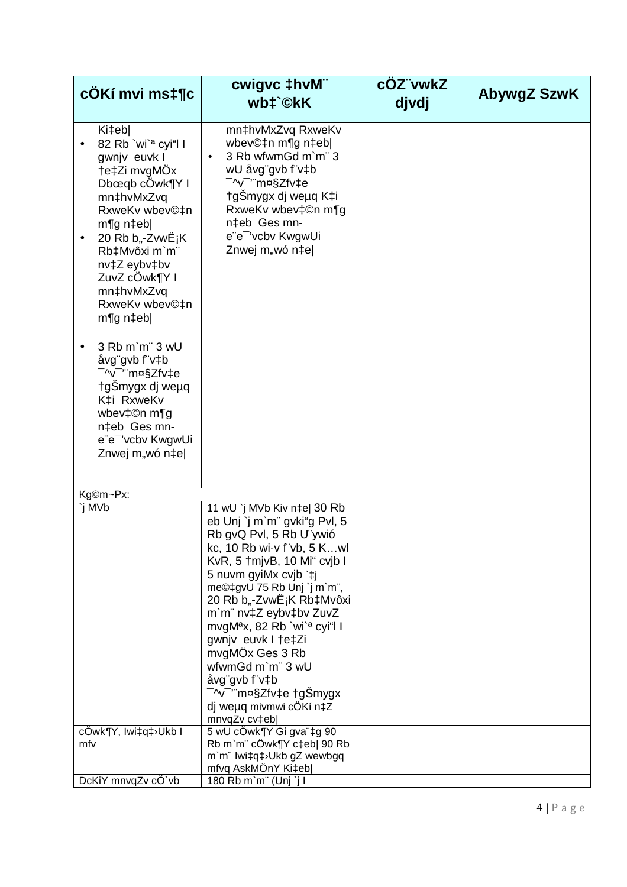| cÖKí mvi ms‡¶c | cwigvc ‡hvM¨ wb‡`©kK | cÖZ¨vwkZ djvdj | AbywgZ SzwK |
|---|---|---|---|
| Ki‡eb\|<br>• 82 Rb `wi`ª cyi“l I gwnjv euvk I †e‡Zi mvgMÖx Dbœqb cÖwk¶Y I mn‡hvMxZvq RxweKv wbev©‡n m¶g n‡eb\|<br>• 20 Rb b„-ZvwË¡K Rb‡Mvôxi m`m¨ nv‡Z eybv‡bv ZuvZ cÖwk¶Y I mn‡hvMxZvq RxweKv wbev©‡n m¶g n‡eb\|<br><br>• 3 Rb m`m¨ 3 wU åvg¨gvb f¨v‡b ¯^v¯’¨m¤§Zfv‡e †gŠmygx dj weµq K‡i RxweKv wbev‡©n m¶g n‡eb Ges mn-e¨e¯’vcbv KwgwUi Znwej m„wó n‡e\| | mn‡hvMxZvq RxweKv wbev©‡n m¶g n‡eb\|<br>• 3 Rb wfwmGd m`m¨ 3 wU åvg¨gvb f¨v‡b ¯^v¯’¨m¤§Zfv‡e †gŠmygx dj weµq K‡i RxweKv wbev‡©n m¶g n‡eb Ges mn-e¨e¯’vcbv KwgwUi Znwej m„wó n‡e\| | | |
| Kg©m~Px: | | | |
| `j MVb | 11 wU `j MVb Kiv n‡e\| 30 Rb eb Unj `j m`m¨ gvki“g Pvl, 5 Rb gvQ Pvl, 5 Rb U¨ywió kc, 10 Rb wi·v f¨vb, 5 K…wl KvR, 5 †mjvB, 10 Mi“ cvjb I 5 nuvm gyiMx cvjb `‡j me©‡gvU 75 Rb Unj `j m`m¨, 20 Rb b„-ZvwË¡K Rb‡Mvôxi m`m¨ nv‡Z eybv‡bv ZuvZ mvgMªx, 82 Rb `wi`ª cyi“l I gwnjv euvk I †e‡Zi mvgMÖx Ges 3 Rb wfwmGd m`m¨ 3 wU åvg¨gvb f¨v‡b ¯^v¯’¨m¤§Zfv‡e †gŠmygx dj weµq mivmwi cÖKí n‡Z mnvqZv cv‡eb\| | | |
| cÖwk¶Y, Iwi‡q‡›Ukb I mfv | 5 wU cÖwk¶Y Gi gva¨‡g 90 Rb m`m¨ cÖwk¶Y c‡eb\| 90 Rb m`m¨ Iwi‡q‡›Ukb gZ wewbgq mfvq AskMÖnY Ki‡eb\| | | |
| DcKiY mnvqZv cÖ`vb | 180 Rb m`m¨ (Unj `j I | | |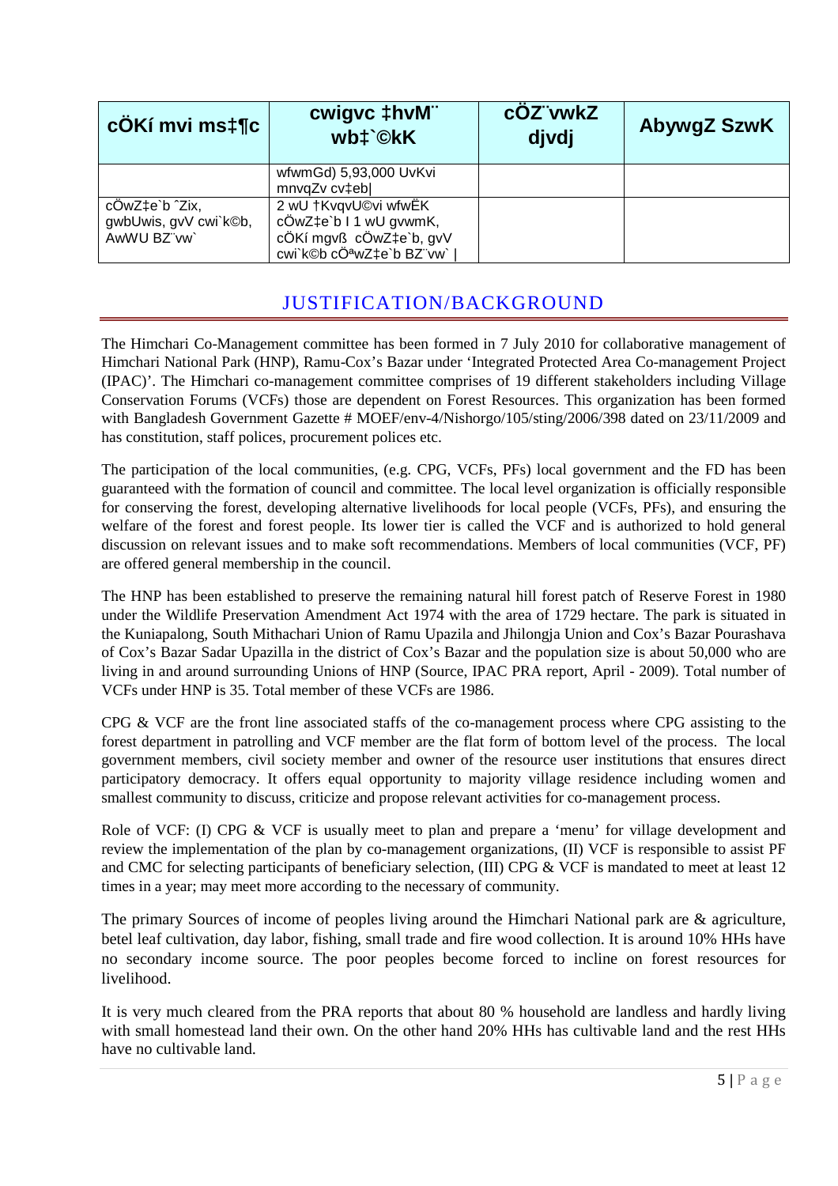| cÖKí mvi ms‡¶c | cwigvc ‡hvM¨ wb‡`©kK | cÖZ¨vwkZ djvdj | AbywgZ SzwK |
|---|---|---|---|
| | wfwmGd) 5,93,000 UvKvi mnvqZv cv‡eb\| | | |
| cÖwZ‡e`b ˆZix, gwbUwis, gvV cwi`k©b, AwWU BZ¨vw` | 2 wU †KvqvU©vi wfwËK cÖwZ‡e`b I 1 wU gvwmK, cÖKí mgvß cÖwZ‡e`b, gvV cwi`k©b cÖªwZ‡e`b BZ¨vw` \| | | |

## JUSTIFICATION/BACKGROUND

The Himchari Co-Management committee has been formed in 7 July 2010 for collaborative management of Himchari National Park (HNP), Ramu-Cox's Bazar under 'Integrated Protected Area Co-management Project (IPAC)'. The Himchari co-management committee comprises of 19 different stakeholders including Village Conservation Forums (VCFs) those are dependent on Forest Resources. This organization has been formed with Bangladesh Government Gazette # MOEF/env-4/Nishorgo/105/sting/2006/398 dated on 23/11/2009 and has constitution, staff polices, procurement polices etc.

The participation of the local communities, (e.g. CPG, VCFs, PFs) local government and the FD has been guaranteed with the formation of council and committee. The local level organization is officially responsible for conserving the forest, developing alternative livelihoods for local people (VCFs, PFs), and ensuring the welfare of the forest and forest people. Its lower tier is called the VCF and is authorized to hold general discussion on relevant issues and to make soft recommendations. Members of local communities (VCF, PF) are offered general membership in the council.

The HNP has been established to preserve the remaining natural hill forest patch of Reserve Forest in 1980 under the Wildlife Preservation Amendment Act 1974 with the area of 1729 hectare. The park is situated in the Kuniapalong, South Mithachari Union of Ramu Upazila and Jhilongja Union and Cox's Bazar Pourashava of Cox's Bazar Sadar Upazilla in the district of Cox's Bazar and the population size is about 50,000 who are living in and around surrounding Unions of HNP (Source, IPAC PRA report, April - 2009). Total number of VCFs under HNP is 35. Total member of these VCFs are 1986.

CPG & VCF are the front line associated staffs of the co-management process where CPG assisting to the forest department in patrolling and VCF member are the flat form of bottom level of the process. The local government members, civil society member and owner of the resource user institutions that ensures direct participatory democracy. It offers equal opportunity to majority village residence including women and smallest community to discuss, criticize and propose relevant activities for co-management process.

Role of VCF: (I) CPG & VCF is usually meet to plan and prepare a 'menu' for village development and review the implementation of the plan by co-management organizations, (II) VCF is responsible to assist PF and CMC for selecting participants of beneficiary selection, (III) CPG & VCF is mandated to meet at least 12 times in a year; may meet more according to the necessary of community.

The primary Sources of income of peoples living around the Himchari National park are & agriculture, betel leaf cultivation, day labor, fishing, small trade and fire wood collection. It is around 10% HHs have no secondary income source. The poor peoples become forced to incline on forest resources for livelihood.

It is very much cleared from the PRA reports that about 80 % household are landless and hardly living with small homestead land their own. On the other hand 20% HHs has cultivable land and the rest HHs have no cultivable land.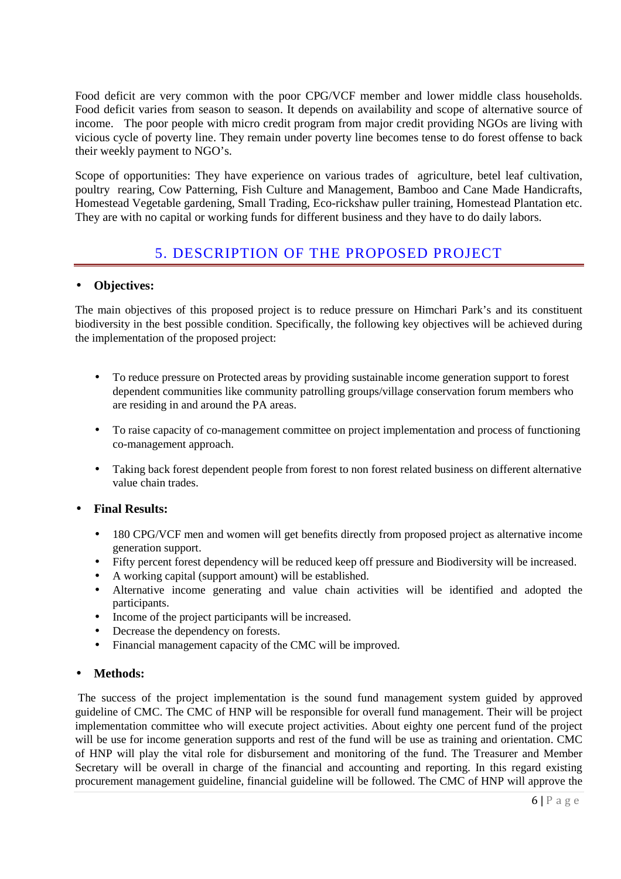Food deficit are very common with the poor CPG/VCF member and lower middle class households. Food deficit varies from season to season. It depends on availability and scope of alternative source of income. The poor people with micro credit program from major credit providing NGOs are living with vicious cycle of poverty line. They remain under poverty line becomes tense to do forest offense to back their weekly payment to NGO's.

Scope of opportunities: They have experience on various trades of agriculture, betel leaf cultivation, poultry rearing, Cow Patterning, Fish Culture and Management, Bamboo and Cane Made Handicrafts, Homestead Vegetable gardening, Small Trading, Eco-rickshaw puller training, Homestead Plantation etc. They are with no capital or working funds for different business and they have to do daily labors.

## 5. DESCRIPTION OF THE PROPOSED PROJECT

- **Objectives:**

The main objectives of this proposed project is to reduce pressure on Himchari Park's and its constituent biodiversity in the best possible condition. Specifically, the following key objectives will be achieved during the implementation of the proposed project:

- To reduce pressure on Protected areas by providing sustainable income generation support to forest dependent communities like community patrolling groups/village conservation forum members who are residing in and around the PA areas.
- To raise capacity of co-management committee on project implementation and process of functioning co-management approach.
- Taking back forest dependent people from forest to non forest related business on different alternative value chain trades.

- **Final Results:**
  - 180 CPG/VCF men and women will get benefits directly from proposed project as alternative income generation support.
  - Fifty percent forest dependency will be reduced keep off pressure and Biodiversity will be increased.
  - A working capital (support amount) will be established.
  - Alternative income generating and value chain activities will be identified and adopted the participants.
  - Income of the project participants will be increased.
  - Decrease the dependency on forests.
  - Financial management capacity of the CMC will be improved.

- **Methods:**

The success of the project implementation is the sound fund management system guided by approved guideline of CMC. The CMC of HNP will be responsible for overall fund management. Their will be project implementation committee who will execute project activities. About eighty one percent fund of the project will be use for income generation supports and rest of the fund will be use as training and orientation. CMC of HNP will play the vital role for disbursement and monitoring of the fund. The Treasurer and Member Secretary will be overall in charge of the financial and accounting and reporting. In this regard existing procurement management guideline, financial guideline will be followed. The CMC of HNP will approve the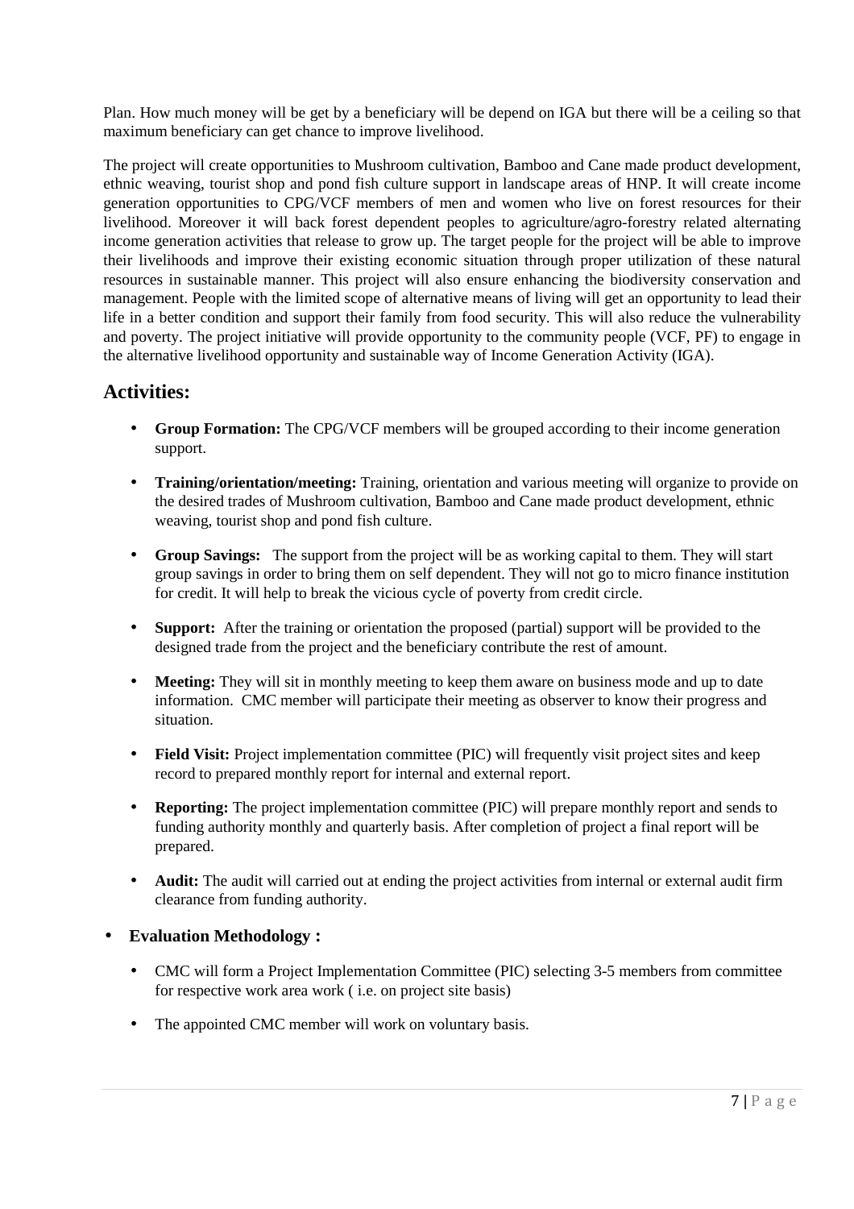Plan. How much money will be get by a beneficiary will be depend on IGA but there will be a ceiling so that maximum beneficiary can get chance to improve livelihood.

The project will create opportunities to Mushroom cultivation, Bamboo and Cane made product development, ethnic weaving, tourist shop and pond fish culture support in landscape areas of HNP. It will create income generation opportunities to CPG/VCF members of men and women who live on forest resources for their livelihood. Moreover it will back forest dependent peoples to agriculture/agro-forestry related alternating income generation activities that release to grow up. The target people for the project will be able to improve their livelihoods and improve their existing economic situation through proper utilization of these natural resources in sustainable manner. This project will also ensure enhancing the biodiversity conservation and management. People with the limited scope of alternative means of living will get an opportunity to lead their life in a better condition and support their family from food security. This will also reduce the vulnerability and poverty. The project initiative will provide opportunity to the community people (VCF, PF) to engage in the alternative livelihood opportunity and sustainable way of Income Generation Activity (IGA).

## Activities:

- **Group Formation:** The CPG/VCF members will be grouped according to their income generation support.
- **Training/orientation/meeting:** Training, orientation and various meeting will organize to provide on the desired trades of Mushroom cultivation, Bamboo and Cane made product development, ethnic weaving, tourist shop and pond fish culture.
- **Group Savings:** The support from the project will be as working capital to them. They will start group savings in order to bring them on self dependent. They will not go to micro finance institution for credit. It will help to break the vicious cycle of poverty from credit circle.
- **Support:** After the training or orientation the proposed (partial) support will be provided to the designed trade from the project and the beneficiary contribute the rest of amount.
- **Meeting:** They will sit in monthly meeting to keep them aware on business mode and up to date information. CMC member will participate their meeting as observer to know their progress and situation.
- **Field Visit:** Project implementation committee (PIC) will frequently visit project sites and keep record to prepared monthly report for internal and external report.
- **Reporting:** The project implementation committee (PIC) will prepare monthly report and sends to funding authority monthly and quarterly basis. After completion of project a final report will be prepared.
- **Audit:** The audit will carried out at ending the project activities from internal or external audit firm clearance from funding authority.

- **Evaluation Methodology :**
  - CMC will form a Project Implementation Committee (PIC) selecting 3-5 members from committee for respective work area work ( i.e. on project site basis)
  - The appointed CMC member will work on voluntary basis.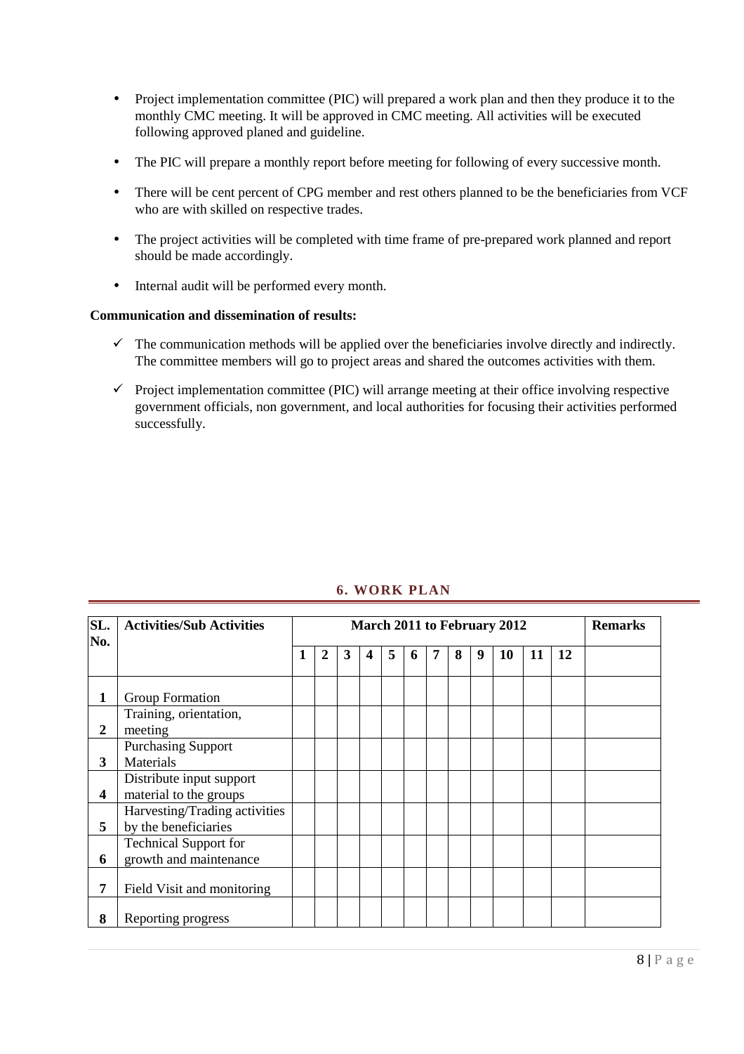- Project implementation committee (PIC) will prepared a work plan and then they produce it to the monthly CMC meeting. It will be approved in CMC meeting. All activities will be executed following approved planed and guideline.
- The PIC will prepare a monthly report before meeting for following of every successive month.
- There will be cent percent of CPG member and rest others planned to be the beneficiaries from VCF who are with skilled on respective trades.
- The project activities will be completed with time frame of pre-prepared work planned and report should be made accordingly.
- Internal audit will be performed every month.

**Communication and dissemination of results:**

- ✓ The communication methods will be applied over the beneficiaries involve directly and indirectly. The committee members will go to project areas and shared the outcomes activities with them.
- ✓ Project implementation committee (PIC) will arrange meeting at their office involving respective government officials, non government, and local authorities for focusing their activities performed successfully.

## 6. WORK PLAN

| SL. No. | Activities/Sub Activities | March 2011 to February 2012 | | | | | | | | | | | | Remarks |
|---|---|---|---|---|---|---|---|---|---|---|---|---|---|---|
| | | 1 | 2 | 3 | 4 | 5 | 6 | 7 | 8 | 9 | 10 | 11 | 12 | |
| 1 | Group Formation | | | | | | | | | | | | | |
| 2 | Training, orientation, meeting | | | | | | | | | | | | | |
| 3 | Purchasing Support Materials | | | | | | | | | | | | | |
| 4 | Distribute input support material to the groups | | | | | | | | | | | | | |
| 5 | Harvesting/Trading activities by the beneficiaries | | | | | | | | | | | | | |
| 6 | Technical Support for growth and maintenance | | | | | | | | | | | | | |
| 7 | Field Visit and monitoring | | | | | | | | | | | | | |
| 8 | Reporting progress | | | | | | | | | | | | | |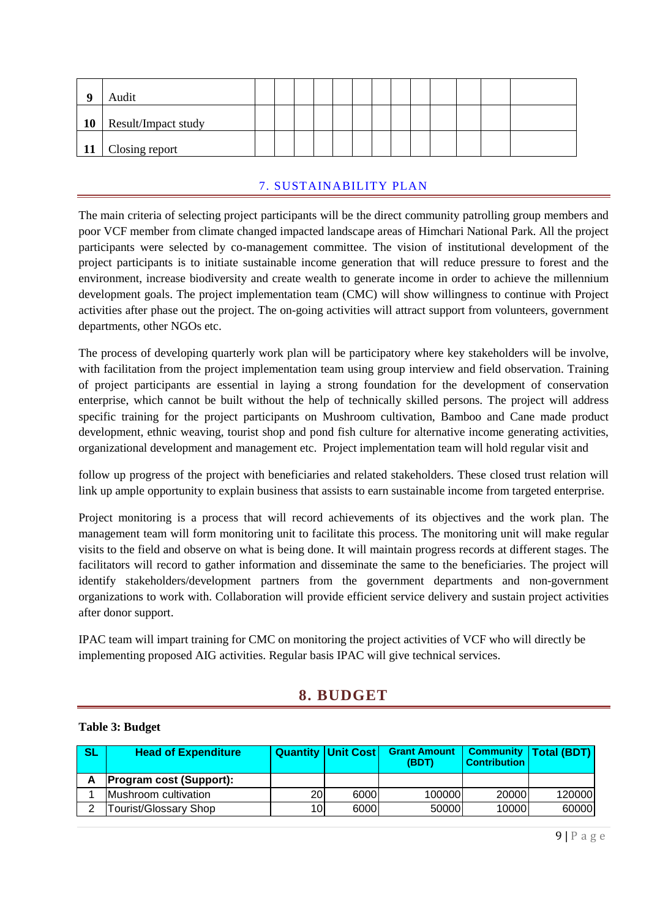| 9 | Audit | | | | | | | | | | | | |
|---|---|---|---|---|---|---|---|---|---|---|---|---|---|
| 10 | Result/Impact study | | | | | | | | | | | | |
| 11 | Closing report | | | | | | | | | | | | |

## 7. SUSTAINABILITY PLAN

The main criteria of selecting project participants will be the direct community patrolling group members and poor VCF member from climate changed impacted landscape areas of Himchari National Park. All the project participants were selected by co-management committee. The vision of institutional development of the project participants is to initiate sustainable income generation that will reduce pressure to forest and the environment, increase biodiversity and create wealth to generate income in order to achieve the millennium development goals. The project implementation team (CMC) will show willingness to continue with Project activities after phase out the project. The on-going activities will attract support from volunteers, government departments, other NGOs etc.

The process of developing quarterly work plan will be participatory where key stakeholders will be involve, with facilitation from the project implementation team using group interview and field observation. Training of project participants are essential in laying a strong foundation for the development of conservation enterprise, which cannot be built without the help of technically skilled persons. The project will address specific training for the project participants on Mushroom cultivation, Bamboo and Cane made product development, ethnic weaving, tourist shop and pond fish culture for alternative income generating activities, organizational development and management etc. Project implementation team will hold regular visit and

follow up progress of the project with beneficiaries and related stakeholders. These closed trust relation will link up ample opportunity to explain business that assists to earn sustainable income from targeted enterprise.

Project monitoring is a process that will record achievements of its objectives and the work plan. The management team will form monitoring unit to facilitate this process. The monitoring unit will make regular visits to the field and observe on what is being done. It will maintain progress records at different stages. The facilitators will record to gather information and disseminate the same to the beneficiaries. The project will identify stakeholders/development partners from the government departments and non-government organizations to work with. Collaboration will provide efficient service delivery and sustain project activities after donor support.

IPAC team will impart training for CMC on monitoring the project activities of VCF who will directly be implementing proposed AIG activities. Regular basis IPAC will give technical services.

## 8. BUDGET

**Table 3: Budget**

| SL | Head of Expenditure | Quantity | Unit Cost | Grant Amount (BDT) | Community Contribution | Total (BDT) |
|---|---|---|---|---|---|---|
| A | **Program cost (Support):** | | | | | |
| 1 | Mushroom cultivation | 20 | 6000 | 100000 | 20000 | 120000 |
| 2 | Tourist/Glossary Shop | 10 | 6000 | 50000 | 10000 | 60000 |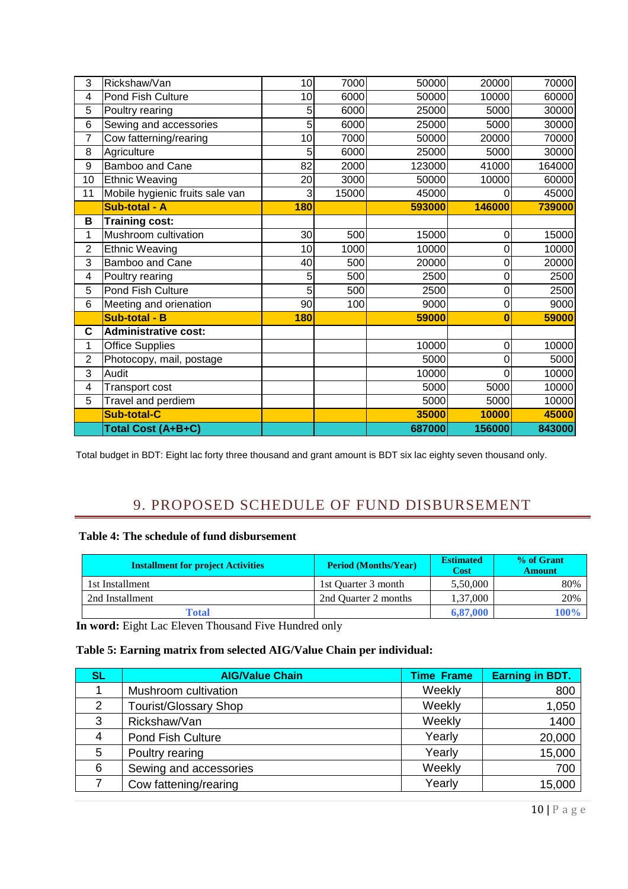| 3 | Rickshaw/Van | 10 | 7000 | 50000 | 20000 | 70000 |
|---|---|---|---|---|---|---|
| 4 | Pond Fish Culture | 10 | 6000 | 50000 | 10000 | 60000 |
| 5 | Poultry rearing | 5 | 6000 | 25000 | 5000 | 30000 |
| 6 | Sewing and accessories | 5 | 6000 | 25000 | 5000 | 30000 |
| 7 | Cow fatterning/rearing | 10 | 7000 | 50000 | 20000 | 70000 |
| 8 | Agriculture | 5 | 6000 | 25000 | 5000 | 30000 |
| 9 | Bamboo and Cane | 82 | 2000 | 123000 | 41000 | 164000 |
| 10 | Ethnic Weaving | 20 | 3000 | 50000 | 10000 | 60000 |
| 11 | Mobile hygienic fruits sale van | 3 | 15000 | 45000 | 0 | 45000 |
| | **Sub-total - A** | **180** | | **593000** | **146000** | **739000** |
| **B** | **Training cost:** | | | | | |
| 1 | Mushroom cultivation | 30 | 500 | 15000 | 0 | 15000 |
| 2 | Ethnic Weaving | 10 | 1000 | 10000 | 0 | 10000 |
| 3 | Bamboo and Cane | 40 | 500 | 20000 | 0 | 20000 |
| 4 | Poultry rearing | 5 | 500 | 2500 | 0 | 2500 |
| 5 | Pond Fish Culture | 5 | 500 | 2500 | 0 | 2500 |
| 6 | Meeting and orienation | 90 | 100 | 9000 | 0 | 9000 |
| | **Sub-total - B** | **180** | | **59000** | **0** | **59000** |
| **C** | **Administrative cost:** | | | | | |
| 1 | Office Supplies | | | 10000 | 0 | 10000 |
| 2 | Photocopy, mail, postage | | | 5000 | 0 | 5000 |
| 3 | Audit | | | 10000 | 0 | 10000 |
| 4 | Transport cost | | | 5000 | 5000 | 10000 |
| 5 | Travel and perdiem | | | 5000 | 5000 | 10000 |
| | **Sub-total-C** | | | **35000** | **10000** | **45000** |
| | **Total Cost (A+B+C)** | | | **687000** | **156000** | **843000** |

Total budget in BDT: Eight lac forty three thousand and grant amount is BDT six lac eighty seven thousand only.

## 9. PROPOSED SCHEDULE OF FUND DISBURSEMENT

**Table 4: The schedule of fund disbursement**

| Installment for project Activities | Period (Months/Year) | Estimated Cost | % of Grant Amount |
|---|---|---|---|
| 1st Installment | 1st Quarter 3 month | 5,50,000 | 80% |
| 2nd Installment | 2nd Quarter 2 months | 1,37,000 | 20% |
| **Total** | | **6,87,000** | **100%** |

**In word:** Eight Lac Eleven Thousand Five Hundred only

**Table 5: Earning matrix from selected AIG/Value Chain per individual:**

| SL | AIG/Value Chain | Time Frame | Earning in BDT. |
|---|---|---|---|
| 1 | Mushroom cultivation | Weekly | 800 |
| 2 | Tourist/Glossary Shop | Weekly | 1,050 |
| 3 | Rickshaw/Van | Weekly | 1400 |
| 4 | Pond Fish Culture | Yearly | 20,000 |
| 5 | Poultry rearing | Yearly | 15,000 |
| 6 | Sewing and accessories | Weekly | 700 |
| 7 | Cow fattening/rearing | Yearly | 15,000 |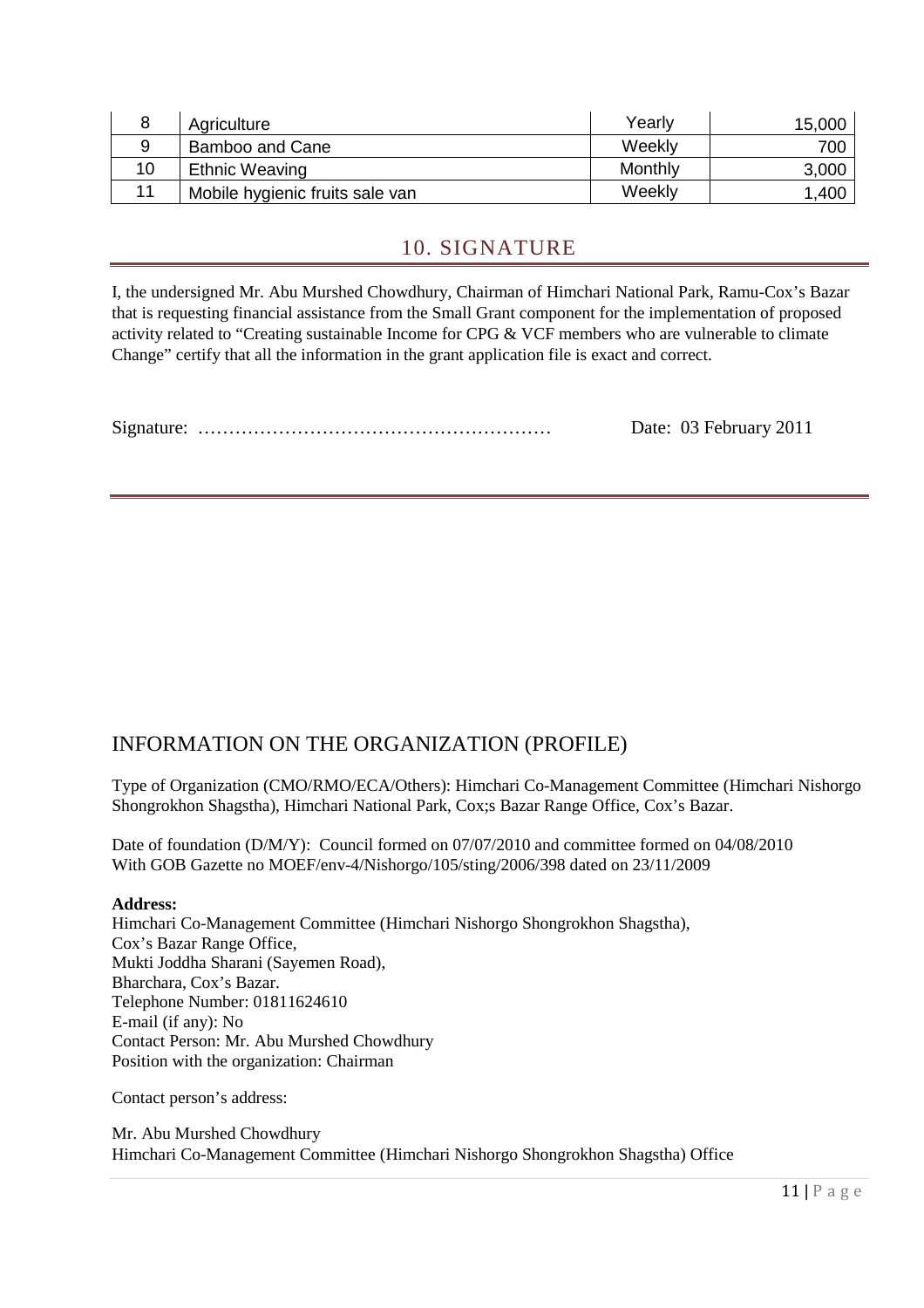| 8 | Agriculture | Yearly | 15,000 |
|---|---|---|---|
| 9 | Bamboo and Cane | Weekly | 700 |
| 10 | Ethnic Weaving | Monthly | 3,000 |
| 11 | Mobile hygienic fruits sale van | Weekly | 1,400 |

## 10. SIGNATURE

I, the undersigned Mr. Abu Murshed Chowdhury, Chairman of Himchari National Park, Ramu-Cox's Bazar that is requesting financial assistance from the Small Grant component for the implementation of proposed activity related to "Creating sustainable Income for CPG & VCF members who are vulnerable to climate Change" certify that all the information in the grant application file is exact and correct.

Signature: …………………………………………………        Date: 03 February 2011

## INFORMATION ON THE ORGANIZATION (PROFILE)

Type of Organization (CMO/RMO/ECA/Others): Himchari Co-Management Committee (Himchari Nishorgo Shongrokhon Shagstha), Himchari National Park, Cox;s Bazar Range Office, Cox's Bazar.

Date of foundation (D/M/Y): Council formed on 07/07/2010 and committee formed on 04/08/2010
With GOB Gazette no MOEF/env-4/Nishorgo/105/sting/2006/398 dated on 23/11/2009

**Address:**
Himchari Co-Management Committee (Himchari Nishorgo Shongrokhon Shagstha),
Cox's Bazar Range Office,
Mukti Joddha Sharani (Sayemen Road),
Bharchara, Cox's Bazar.
Telephone Number: 01811624610
E-mail (if any): No
Contact Person: Mr. Abu Murshed Chowdhury
Position with the organization: Chairman

Contact person's address:

Mr. Abu Murshed Chowdhury
Himchari Co-Management Committee (Himchari Nishorgo Shongrokhon Shagstha) Office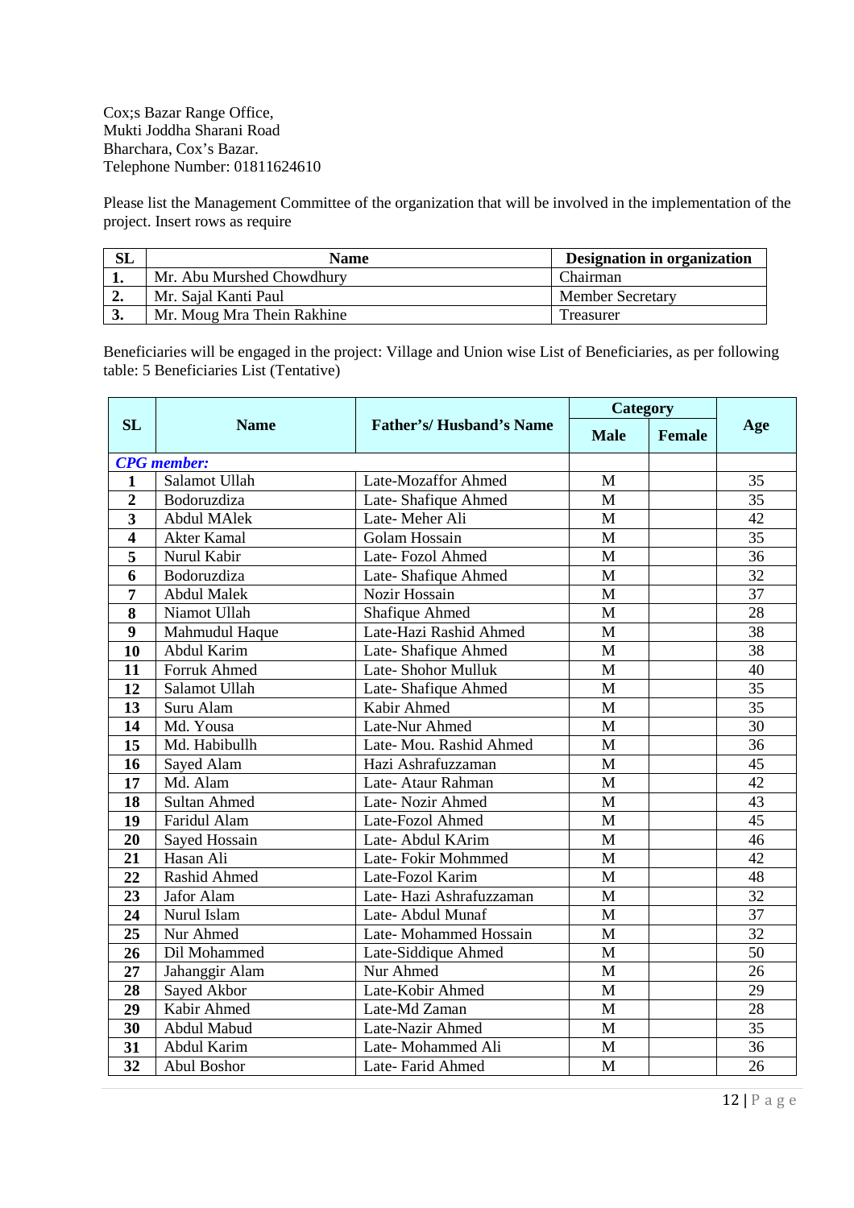Cox;s Bazar Range Office,
Mukti Joddha Sharani Road
Bharchara, Cox's Bazar.
Telephone Number: 01811624610

Please list the Management Committee of the organization that will be involved in the implementation of the project. Insert rows as require

| SL | Name | Designation in organization |
|---|---|---|
| 1. | Mr. Abu Murshed Chowdhury | Chairman |
| 2. | Mr. Sajal Kanti Paul | Member Secretary |
| 3. | Mr. Moug Mra Thein Rakhine | Treasurer |

Beneficiaries will be engaged in the project: Village and Union wise List of Beneficiaries, as per following table: 5 Beneficiaries List (Tentative)

| SL | Name | Father's/ Husband's Name | Category | | Age |
|---|---|---|---|---|---|
| | | | Male | Female | |
| ***CPG member:*** | | | | | |
| 1 | Salamot Ullah | Late-Mozaffor Ahmed | M | | 35 |
| 2 | Bodoruzdiza | Late- Shafique Ahmed | M | | 35 |
| 3 | Abdul MAlek | Late- Meher Ali | M | | 42 |
| 4 | Akter Kamal | Golam Hossain | M | | 35 |
| 5 | Nurul Kabir | Late- Fozol Ahmed | M | | 36 |
| 6 | Bodoruzdiza | Late- Shafique Ahmed | M | | 32 |
| 7 | Abdul Malek | Nozir Hossain | M | | 37 |
| 8 | Niamot Ullah | Shafique Ahmed | M | | 28 |
| 9 | Mahmudul Haque | Late-Hazi Rashid Ahmed | M | | 38 |
| 10 | Abdul Karim | Late- Shafique Ahmed | M | | 38 |
| 11 | Forruk Ahmed | Late- Shohor Mulluk | M | | 40 |
| 12 | Salamot Ullah | Late- Shafique Ahmed | M | | 35 |
| 13 | Suru Alam | Kabir Ahmed | M | | 35 |
| 14 | Md. Yousa | Late-Nur Ahmed | M | | 30 |
| 15 | Md. Habibullh | Late- Mou. Rashid Ahmed | M | | 36 |
| 16 | Sayed Alam | Hazi Ashrafuzzaman | M | | 45 |
| 17 | Md. Alam | Late- Ataur Rahman | M | | 42 |
| 18 | Sultan Ahmed | Late- Nozir Ahmed | M | | 43 |
| 19 | Faridul Alam | Late-Fozol Ahmed | M | | 45 |
| 20 | Sayed Hossain | Late- Abdul KArim | M | | 46 |
| 21 | Hasan Ali | Late- Fokir Mohmmed | M | | 42 |
| 22 | Rashid Ahmed | Late-Fozol Karim | M | | 48 |
| 23 | Jafor Alam | Late- Hazi Ashrafuzzaman | M | | 32 |
| 24 | Nurul Islam | Late- Abdul Munaf | M | | 37 |
| 25 | Nur Ahmed | Late- Mohammed Hossain | M | | 32 |
| 26 | Dil Mohammed | Late-Siddique Ahmed | M | | 50 |
| 27 | Jahanggir Alam | Nur Ahmed | M | | 26 |
| 28 | Sayed Akbor | Late-Kobir Ahmed | M | | 29 |
| 29 | Kabir Ahmed | Late-Md Zaman | M | | 28 |
| 30 | Abdul Mabud | Late-Nazir Ahmed | M | | 35 |
| 31 | Abdul Karim | Late- Mohammed Ali | M | | 36 |
| 32 | Abul Boshor | Late- Farid Ahmed | M | | 26 |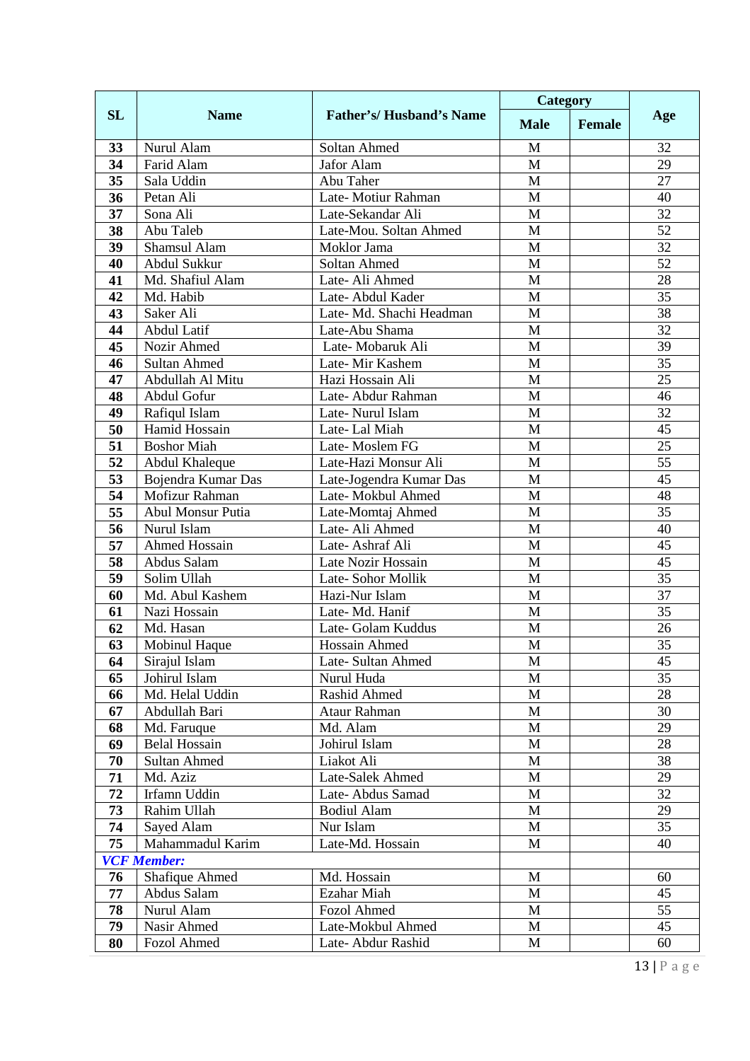| SL | Name | Father's/ Husband's Name | Category | | Age |
|---|---|---|---|---|---|
| | | | Male | Female | |
| 33 | Nurul Alam | Soltan Ahmed | M | | 32 |
| 34 | Farid Alam | Jafor Alam | M | | 29 |
| 35 | Sala Uddin | Abu Taher | M | | 27 |
| 36 | Petan Ali | Late- Motiur Rahman | M | | 40 |
| 37 | Sona Ali | Late-Sekandar Ali | M | | 32 |
| 38 | Abu Taleb | Late-Mou. Soltan Ahmed | M | | 52 |
| 39 | Shamsul Alam | Moklor Jama | M | | 32 |
| 40 | Abdul Sukkur | Soltan Ahmed | M | | 52 |
| 41 | Md. Shafiul Alam | Late- Ali Ahmed | M | | 28 |
| 42 | Md. Habib | Late- Abdul Kader | M | | 35 |
| 43 | Saker Ali | Late- Md. Shachi Headman | M | | 38 |
| 44 | Abdul Latif | Late-Abu Shama | M | | 32 |
| 45 | Nozir Ahmed | Late- Mobaruk Ali | M | | 39 |
| 46 | Sultan Ahmed | Late- Mir Kashem | M | | 35 |
| 47 | Abdullah Al Mitu | Hazi Hossain Ali | M | | 25 |
| 48 | Abdul Gofur | Late- Abdur Rahman | M | | 46 |
| 49 | Rafiqul Islam | Late- Nurul Islam | M | | 32 |
| 50 | Hamid Hossain | Late- Lal Miah | M | | 45 |
| 51 | Boshor Miah | Late- Moslem FG | M | | 25 |
| 52 | Abdul Khaleque | Late-Hazi Monsur Ali | M | | 55 |
| 53 | Bojendra Kumar Das | Late-Jogendra Kumar Das | M | | 45 |
| 54 | Mofizur Rahman | Late- Mokbul Ahmed | M | | 48 |
| 55 | Abul Monsur Putia | Late-Momtaj Ahmed | M | | 35 |
| 56 | Nurul Islam | Late- Ali Ahmed | M | | 40 |
| 57 | Ahmed Hossain | Late- Ashraf Ali | M | | 45 |
| 58 | Abdus Salam | Late Nozir Hossain | M | | 45 |
| 59 | Solim Ullah | Late- Sohor Mollik | M | | 35 |
| 60 | Md. Abul Kashem | Hazi-Nur Islam | M | | 37 |
| 61 | Nazi Hossain | Late- Md. Hanif | M | | 35 |
| 62 | Md. Hasan | Late- Golam Kuddus | M | | 26 |
| 63 | Mobinul Haque | Hossain Ahmed | M | | 35 |
| 64 | Sirajul Islam | Late- Sultan Ahmed | M | | 45 |
| 65 | Johirul Islam | Nurul Huda | M | | 35 |
| 66 | Md. Helal Uddin | Rashid Ahmed | M | | 28 |
| 67 | Abdullah Bari | Ataur Rahman | M | | 30 |
| 68 | Md. Faruque | Md. Alam | M | | 29 |
| 69 | Belal Hossain | Johirul Islam | M | | 28 |
| 70 | Sultan Ahmed | Liakot Ali | M | | 38 |
| 71 | Md. Aziz | Late-Salek Ahmed | M | | 29 |
| 72 | Irfamn Uddin | Late- Abdus Samad | M | | 32 |
| 73 | Rahim Ullah | Bodiul Alam | M | | 29 |
| 74 | Sayed Alam | Nur Islam | M | | 35 |
| 75 | Mahammadul Karim | Late-Md. Hossain | M | | 40 |
| ***VCF Member:*** | | | | | |
| 76 | Shafique Ahmed | Md. Hossain | M | | 60 |
| 77 | Abdus Salam | Ezahar Miah | M | | 45 |
| 78 | Nurul Alam | Fozol Ahmed | M | | 55 |
| 79 | Nasir Ahmed | Late-Mokbul Ahmed | M | | 45 |
| 80 | Fozol Ahmed | Late- Abdur Rashid | M | | 60 |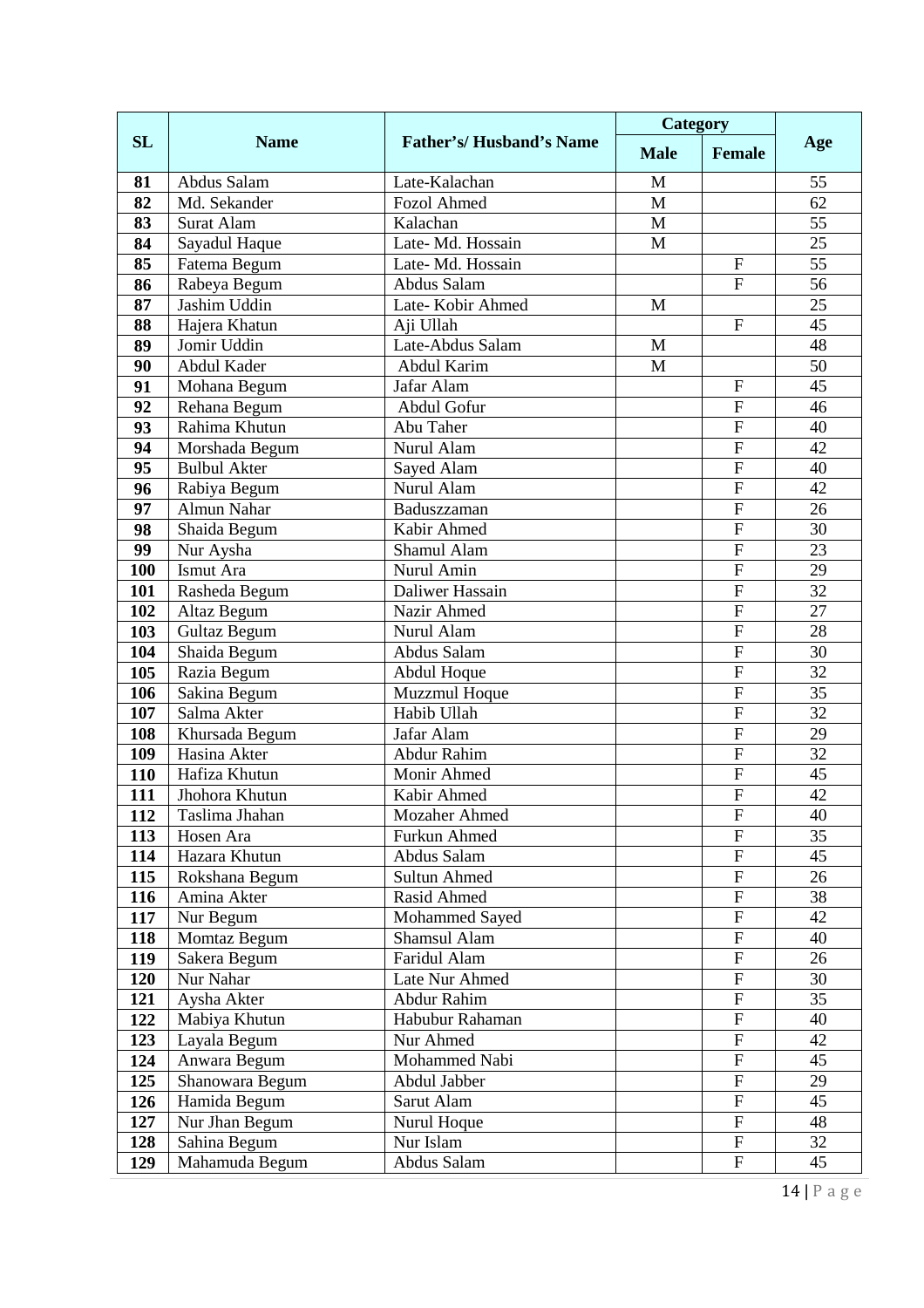| SL | Name | Father's/ Husband's Name | Category | | Age |
|---|---|---|---|---|---|
| | | | Male | Female | |
| 81 | Abdus Salam | Late-Kalachan | M | | 55 |
| 82 | Md. Sekander | Fozol Ahmed | M | | 62 |
| 83 | Surat Alam | Kalachan | M | | 55 |
| 84 | Sayadul Haque | Late- Md. Hossain | M | | 25 |
| 85 | Fatema Begum | Late- Md. Hossain | | F | 55 |
| 86 | Rabeya Begum | Abdus Salam | | F | 56 |
| 87 | Jashim Uddin | Late- Kobir Ahmed | M | | 25 |
| 88 | Hajera Khatun | Aji Ullah | | F | 45 |
| 89 | Jomir Uddin | Late-Abdus Salam | M | | 48 |
| 90 | Abdul Kader | Abdul Karim | M | | 50 |
| 91 | Mohana Begum | Jafar Alam | | F | 45 |
| 92 | Rehana Begum | Abdul Gofur | | F | 46 |
| 93 | Rahima Khutun | Abu Taher | | F | 40 |
| 94 | Morshada Begum | Nurul Alam | | F | 42 |
| 95 | Bulbul Akter | Sayed Alam | | F | 40 |
| 96 | Rabiya Begum | Nurul Alam | | F | 42 |
| 97 | Almun Nahar | Baduszzaman | | F | 26 |
| 98 | Shaida Begum | Kabir Ahmed | | F | 30 |
| 99 | Nur Aysha | Shamul Alam | | F | 23 |
| 100 | Ismut Ara | Nurul Amin | | F | 29 |
| 101 | Rasheda Begum | Daliwer Hassain | | F | 32 |
| 102 | Altaz Begum | Nazir Ahmed | | F | 27 |
| 103 | Gultaz Begum | Nurul Alam | | F | 28 |
| 104 | Shaida Begum | Abdus Salam | | F | 30 |
| 105 | Razia Begum | Abdul Hoque | | F | 32 |
| 106 | Sakina Begum | Muzzmul Hoque | | F | 35 |
| 107 | Salma Akter | Habib Ullah | | F | 32 |
| 108 | Khursada Begum | Jafar Alam | | F | 29 |
| 109 | Hasina Akter | Abdur Rahim | | F | 32 |
| 110 | Hafiza Khutun | Monir Ahmed | | F | 45 |
| 111 | Jhohora Khutun | Kabir Ahmed | | F | 42 |
| 112 | Taslima Jhahan | Mozaher Ahmed | | F | 40 |
| 113 | Hosen Ara | Furkun Ahmed | | F | 35 |
| 114 | Hazara Khutun | Abdus Salam | | F | 45 |
| 115 | Rokshana Begum | Sultun Ahmed | | F | 26 |
| 116 | Amina Akter | Rasid Ahmed | | F | 38 |
| 117 | Nur Begum | Mohammed Sayed | | F | 42 |
| 118 | Momtaz Begum | Shamsul Alam | | F | 40 |
| 119 | Sakera Begum | Faridul Alam | | F | 26 |
| 120 | Nur Nahar | Late Nur Ahmed | | F | 30 |
| 121 | Aysha Akter | Abdur Rahim | | F | 35 |
| 122 | Mabiya Khutun | Habubur Rahaman | | F | 40 |
| 123 | Layala Begum | Nur Ahmed | | F | 42 |
| 124 | Anwara Begum | Mohammed Nabi | | F | 45 |
| 125 | Shanowara Begum | Abdul Jabber | | F | 29 |
| 126 | Hamida Begum | Sarut Alam | | F | 45 |
| 127 | Nur Jhan Begum | Nurul Hoque | | F | 48 |
| 128 | Sahina Begum | Nur Islam | | F | 32 |
| 129 | Mahamuda Begum | Abdus Salam | | F | 45 |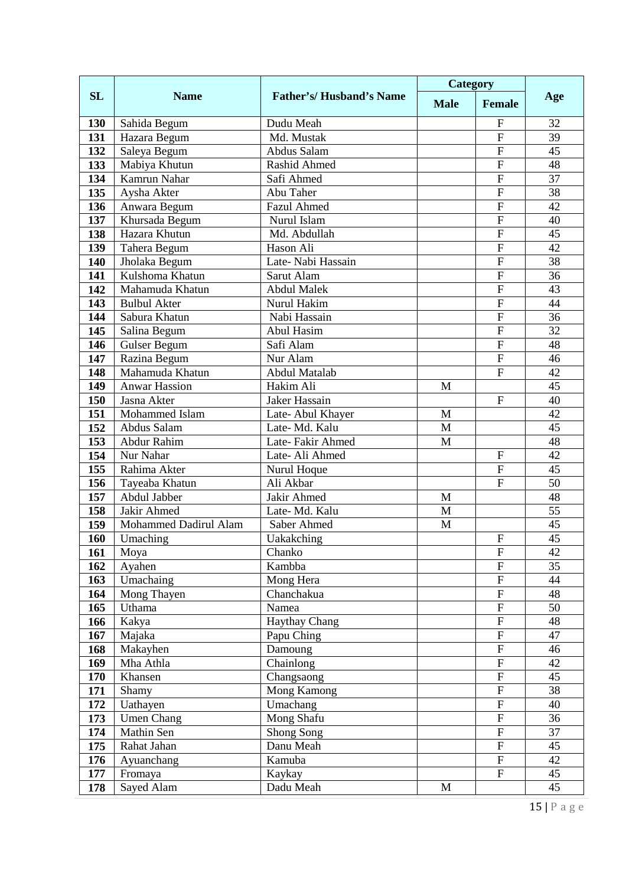| SL | Name | Father's/ Husband's Name | Category | | Age |
|---|---|---|---|---|---|
| | | | Male | Female | |
| 130 | Sahida Begum | Dudu Meah | | F | 32 |
| 131 | Hazara Begum | Md. Mustak | | F | 39 |
| 132 | Saleya Begum | Abdus Salam | | F | 45 |
| 133 | Mabiya Khutun | Rashid Ahmed | | F | 48 |
| 134 | Kamrun Nahar | Safi Ahmed | | F | 37 |
| 135 | Aysha Akter | Abu Taher | | F | 38 |
| 136 | Anwara Begum | Fazul Ahmed | | F | 42 |
| 137 | Khursada Begum | Nurul Islam | | F | 40 |
| 138 | Hazara Khutun | Md. Abdullah | | F | 45 |
| 139 | Tahera Begum | Hason Ali | | F | 42 |
| 140 | Jholaka Begum | Late- Nabi Hassain | | F | 38 |
| 141 | Kulshoma Khatun | Sarut Alam | | F | 36 |
| 142 | Mahamuda Khatun | Abdul Malek | | F | 43 |
| 143 | Bulbul Akter | Nurul Hakim | | F | 44 |
| 144 | Sabura Khatun | Nabi Hassain | | F | 36 |
| 145 | Salina Begum | Abul Hasim | | F | 32 |
| 146 | Gulser Begum | Safi Alam | | F | 48 |
| 147 | Razina Begum | Nur Alam | | F | 46 |
| 148 | Mahamuda Khatun | Abdul Matalab | | F | 42 |
| 149 | Anwar Hassion | Hakim Ali | M | | 45 |
| 150 | Jasna Akter | Jaker Hassain | | F | 40 |
| 151 | Mohammed Islam | Late- Abul Khayer | M | | 42 |
| 152 | Abdus Salam | Late- Md. Kalu | M | | 45 |
| 153 | Abdur Rahim | Late- Fakir Ahmed | M | | 48 |
| 154 | Nur Nahar | Late- Ali Ahmed | | F | 42 |
| 155 | Rahima Akter | Nurul Hoque | | F | 45 |
| 156 | Tayeaba Khatun | Ali Akbar | | F | 50 |
| 157 | Abdul Jabber | Jakir Ahmed | M | | 48 |
| 158 | Jakir Ahmed | Late- Md. Kalu | M | | 55 |
| 159 | Mohammed Dadirul Alam | Saber Ahmed | M | | 45 |
| 160 | Umaching | Uakakching | | F | 45 |
| 161 | Moya | Chanko | | F | 42 |
| 162 | Ayahen | Kambba | | F | 35 |
| 163 | Umachaing | Mong Hera | | F | 44 |
| 164 | Mong Thayen | Chanchakua | | F | 48 |
| 165 | Uthama | Namea | | F | 50 |
| 166 | Kakya | Haythay Chang | | F | 48 |
| 167 | Majaka | Papu Ching | | F | 47 |
| 168 | Makayhen | Damoung | | F | 46 |
| 169 | Mha Athla | Chainlong | | F | 42 |
| 170 | Khansen | Changsaong | | F | 45 |
| 171 | Shamy | Mong Kamong | | F | 38 |
| 172 | Uathayen | Umachang | | F | 40 |
| 173 | Umen Chang | Mong Shafu | | F | 36 |
| 174 | Mathin Sen | Shong Song | | F | 37 |
| 175 | Rahat Jahan | Danu Meah | | F | 45 |
| 176 | Ayuanchang | Kamuba | | F | 42 |
| 177 | Fromaya | Kaykay | | F | 45 |
| 178 | Sayed Alam | Dadu Meah | M | | 45 |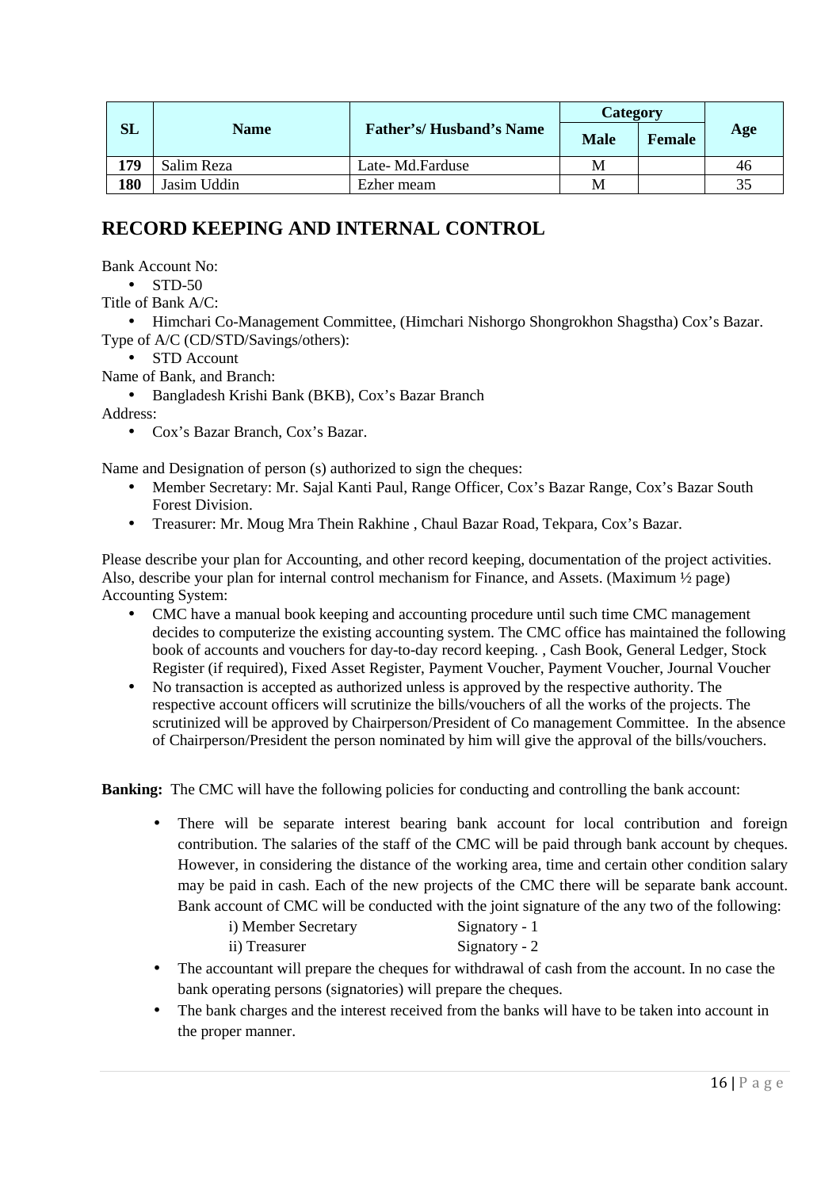| SL | Name | Father's/ Husband's Name | Category | | Age |
|---|---|---|---|---|---|
| | | | Male | Female | |
| 179 | Salim Reza | Late- Md.Farduse | M | | 46 |
| 180 | Jasim Uddin | Ezher meam | M | | 35 |

## RECORD KEEPING AND INTERNAL CONTROL

Bank Account No:

- STD-50

Title of Bank A/C:

- Himchari Co-Management Committee, (Himchari Nishorgo Shongrokhon Shagstha) Cox's Bazar.

Type of A/C (CD/STD/Savings/others):

- STD Account

Name of Bank, and Branch:

- Bangladesh Krishi Bank (BKB), Cox's Bazar Branch

Address:

- Cox's Bazar Branch, Cox's Bazar.

Name and Designation of person (s) authorized to sign the cheques:

- Member Secretary: Mr. Sajal Kanti Paul, Range Officer, Cox's Bazar Range, Cox's Bazar South Forest Division.
- Treasurer: Mr. Moug Mra Thein Rakhine , Chaul Bazar Road, Tekpara, Cox's Bazar.

Please describe your plan for Accounting, and other record keeping, documentation of the project activities. Also, describe your plan for internal control mechanism for Finance, and Assets. (Maximum ½ page)
Accounting System:

- CMC have a manual book keeping and accounting procedure until such time CMC management decides to computerize the existing accounting system. The CMC office has maintained the following book of accounts and vouchers for day-to-day record keeping. , Cash Book, General Ledger, Stock Register (if required), Fixed Asset Register, Payment Voucher, Payment Voucher, Journal Voucher
- No transaction is accepted as authorized unless is approved by the respective authority. The respective account officers will scrutinize the bills/vouchers of all the works of the projects. The scrutinized will be approved by Chairperson/President of Co management Committee. In the absence of Chairperson/President the person nominated by him will give the approval of the bills/vouchers.

**Banking:** The CMC will have the following policies for conducting and controlling the bank account:

- There will be separate interest bearing bank account for local contribution and foreign contribution. The salaries of the staff of the CMC will be paid through bank account by cheques. However, in considering the distance of the working area, time and certain other condition salary may be paid in cash. Each of the new projects of the CMC there will be separate bank account. Bank account of CMC will be conducted with the joint signature of the any two of the following:

  i) Member Secretary Signatory - 1

  ii) Treasurer Signatory - 2

- The accountant will prepare the cheques for withdrawal of cash from the account. In no case the bank operating persons (signatories) will prepare the cheques.
- The bank charges and the interest received from the banks will have to be taken into account in the proper manner.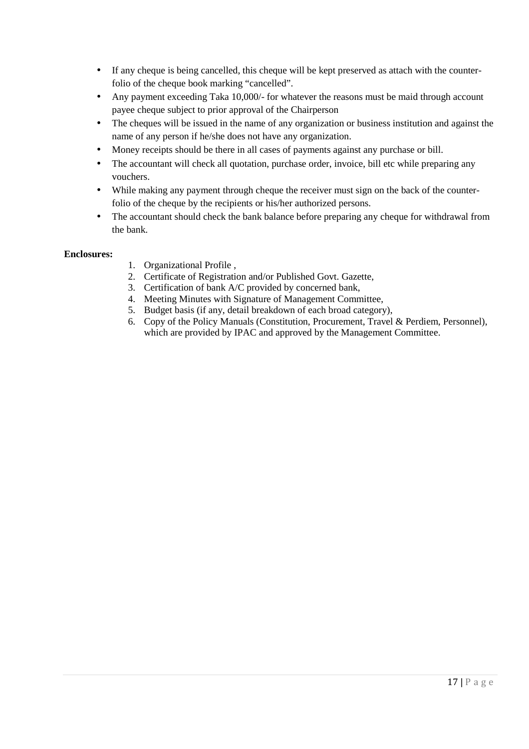- If any cheque is being cancelled, this cheque will be kept preserved as attach with the counter-folio of the cheque book marking "cancelled".
- Any payment exceeding Taka 10,000/- for whatever the reasons must be maid through account payee cheque subject to prior approval of the Chairperson
- The cheques will be issued in the name of any organization or business institution and against the name of any person if he/she does not have any organization.
- Money receipts should be there in all cases of payments against any purchase or bill.
- The accountant will check all quotation, purchase order, invoice, bill etc while preparing any vouchers.
- While making any payment through cheque the receiver must sign on the back of the counter-folio of the cheque by the recipients or his/her authorized persons.
- The accountant should check the bank balance before preparing any cheque for withdrawal from the bank.

**Enclosures:**

1. Organizational Profile ,
2. Certificate of Registration and/or Published Govt. Gazette,
3. Certification of bank A/C provided by concerned bank,
4. Meeting Minutes with Signature of Management Committee,
5. Budget basis (if any, detail breakdown of each broad category),
6. Copy of the Policy Manuals (Constitution, Procurement, Travel & Perdiem, Personnel), which are provided by IPAC and approved by the Management Committee.